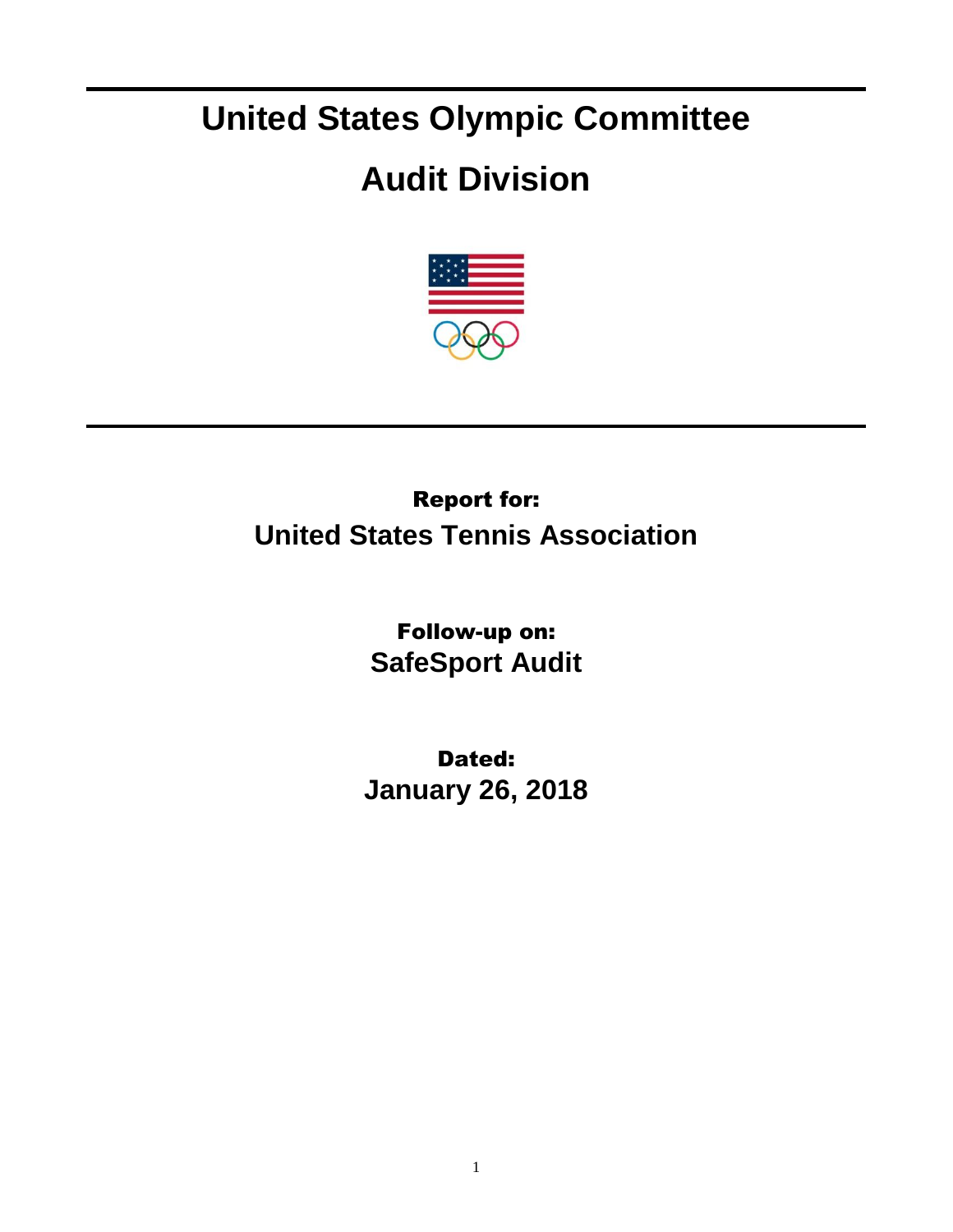# United States Olympic Committee

# Audit Division

**Report for:**

**United States Tennis Association**

**Follow-up on:**

**SafeSport Audit**

**Dated:**

**January 26, 2018**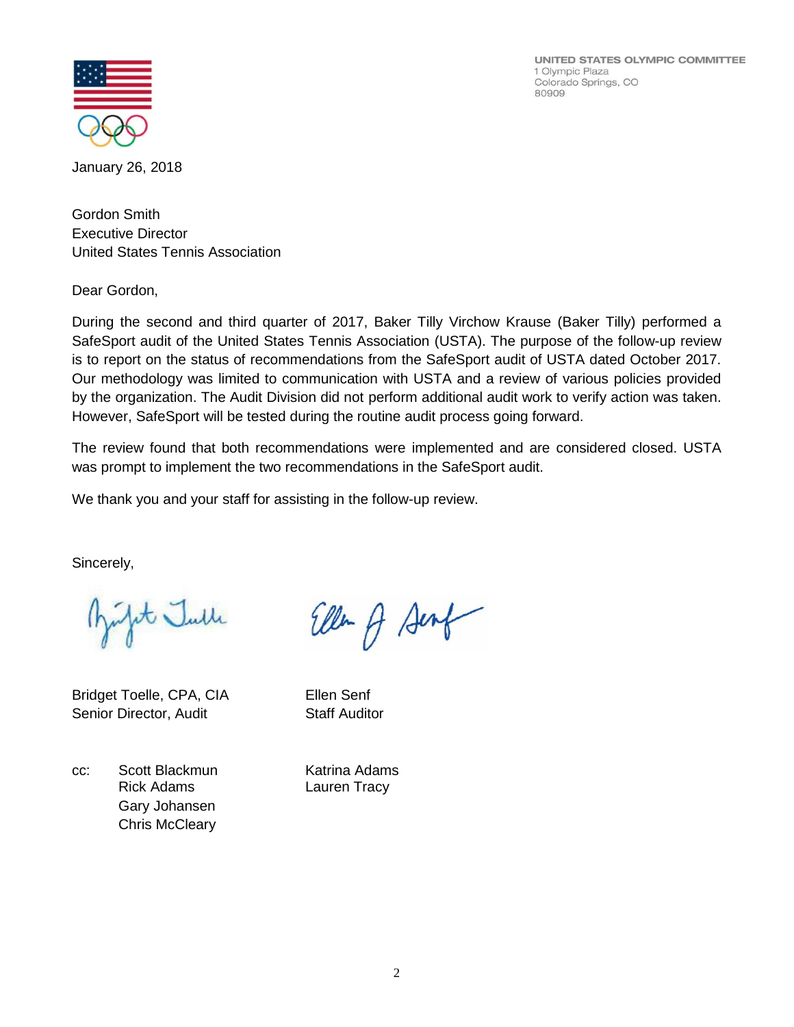UNITED STATES OLYMPIC COMMITTEE
1 Olympic Plaza
Colorado Springs, CO
80909

January 26, 2018

Gordon Smith
Executive Director
United States Tennis Association

Dear Gordon,

During the second and third quarter of 2017, Baker Tilly Virchow Krause (Baker Tilly) performed a SafeSport audit of the United States Tennis Association (USTA). The purpose of the follow-up review is to report on the status of recommendations from the SafeSport audit of USTA dated October 2017. Our methodology was limited to communication with USTA and a review of various policies provided by the organization. The Audit Division did not perform additional audit work to verify action was taken. However, SafeSport will be tested during the routine audit process going forward.

The review found that both recommendations were implemented and are considered closed. USTA was prompt to implement the two recommendations in the SafeSport audit.

We thank you and your staff for assisting in the follow-up review.

Sincerely,

Bridget Toelle, CPA, CIA
Senior Director, Audit

Ellen Senf
Staff Auditor

cc: Scott Blackmun
Rick Adams
Gary Johansen
Chris McCleary
Katrina Adams
Lauren Tracy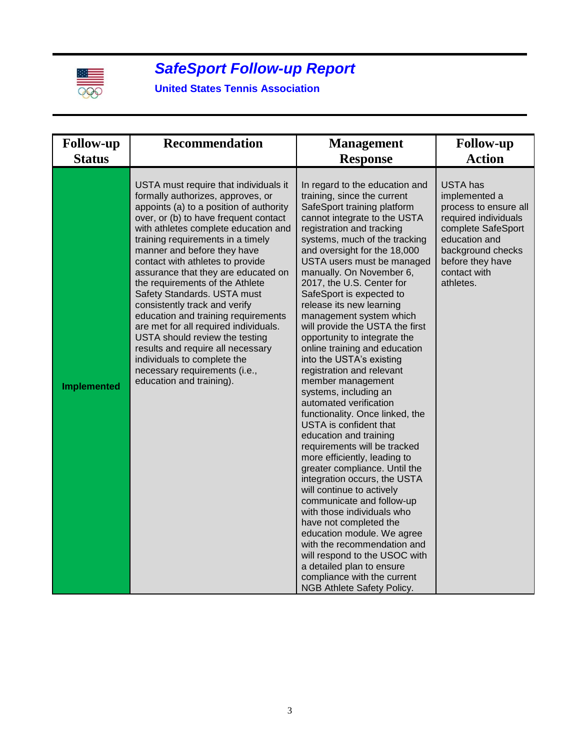# *SafeSport Follow-up Report*

**United States Tennis Association**

| Follow-up Status | Recommendation | Management Response | Follow-up Action |
|---|---|---|---|
| **Implemented** | USTA must require that individuals it formally authorizes, approves, or appoints (a) to a position of authority over, or (b) to have frequent contact with athletes complete education and training requirements in a timely manner and before they have contact with athletes to provide assurance that they are educated on the requirements of the Athlete Safety Standards. USTA must consistently track and verify education and training requirements are met for all required individuals. USTA should review the testing results and require all necessary individuals to complete the necessary requirements (i.e., education and training). | In regard to the education and training, since the current SafeSport training platform cannot integrate to the USTA registration and tracking systems, much of the tracking and oversight for the 18,000 USTA users must be managed manually. On November 6, 2017, the U.S. Center for SafeSport is expected to release its new learning management system which will provide the USTA the first opportunity to integrate the online training and education into the USTA's existing registration and relevant member management systems, including an automated verification functionality. Once linked, the USTA is confident that education and training requirements will be tracked more efficiently, leading to greater compliance. Until the integration occurs, the USTA will continue to actively communicate and follow-up with those individuals who have not completed the education module. We agree with the recommendation and will respond to the USOC with a detailed plan to ensure compliance with the current NGB Athlete Safety Policy. | USTA has implemented a process to ensure all required individuals complete SafeSport education and background checks before they have contact with athletes. |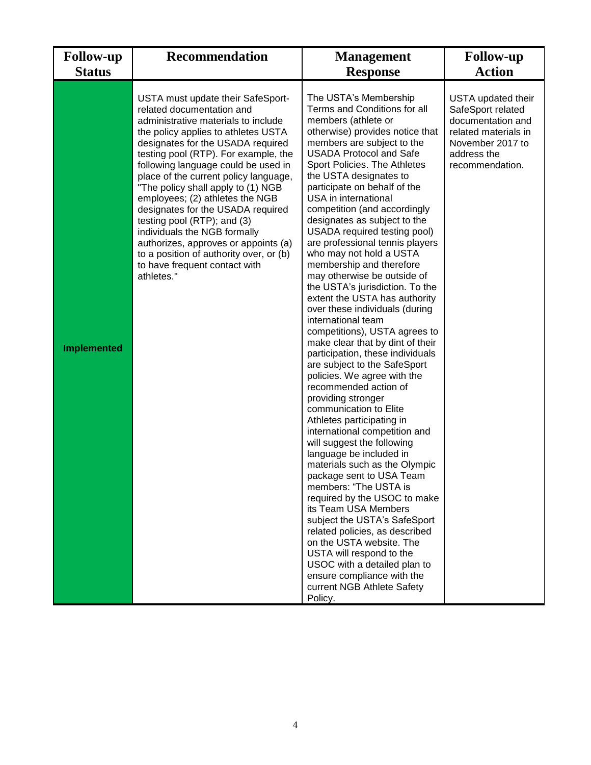| Follow-up Status | Recommendation | Management Response | Follow-up Action |
|---|---|---|---|
| **Implemented** | USTA must update their SafeSport-related documentation and administrative materials to include the policy applies to athletes USTA designates for the USADA required testing pool (RTP). For example, the following language could be used in place of the current policy language, "The policy shall apply to (1) NGB employees; (2) athletes the NGB designates for the USADA required testing pool (RTP); and (3) individuals the NGB formally authorizes, approves or appoints (a) to a position of authority over, or (b) to have frequent contact with athletes." | The USTA's Membership Terms and Conditions for all members (athlete or otherwise) provides notice that members are subject to the USADA Protocol and Safe Sport Policies. The Athletes the USTA designates to participate on behalf of the USA in international competition (and accordingly designates as subject to the USADA required testing pool) are professional tennis players who may not hold a USTA membership and therefore may otherwise be outside of the USTA's jurisdiction. To the extent the USTA has authority over these individuals (during international team competitions), USTA agrees to make clear that by dint of their participation, these individuals are subject to the SafeSport policies. We agree with the recommended action of providing stronger communication to Elite Athletes participating in international competition and will suggest the following language be included in materials such as the Olympic package sent to USA Team members: "The USTA is required by the USOC to make its Team USA Members subject the USTA's SafeSport related policies, as described on the USTA website. The USTA will respond to the USOC with a detailed plan to ensure compliance with the current NGB Athlete Safety Policy. | USTA updated their SafeSport related documentation and related materials in November 2017 to address the recommendation. |